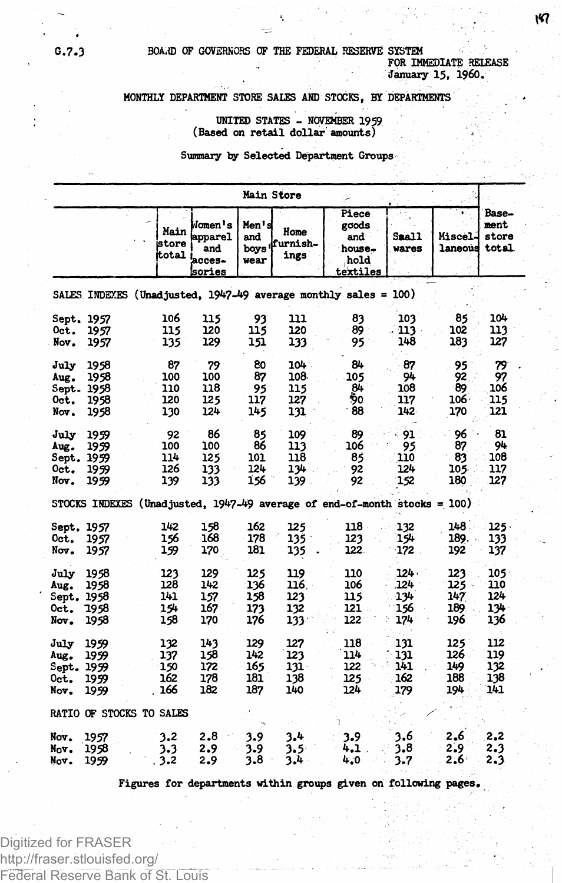G.7.3

BOARD OF GOVERNORS OF THE FEDERAL RESERVE SYSTEM

FOR IMMEDIATE RELEASE
January 15, 1960.

# MONTHLY DEPARTMENT STORE SALES AND STOCKS, BY DEPARTMENTS

## UNITED STATES - NOVEMBER 1959
(Based on retail dollar amounts)

### Summary by Selected Department Groups

| | Main Store | | | | | | | Basement store total |
|---|---|---|---|---|---|---|---|---|
| | Main store total | Women's apparel and accessories | Men's and boys' wear | Home furnishings | Piece goods and household textiles | Small wares | Miscellaneous | |
| **SALES INDEXES (Unadjusted, 1947-49 average monthly sales = 100)** | | | | | | | | |
| Sept. 1957 | 106 | 115 | 93 | 111 | 83 | 103 | 85 | 104 |
| Oct. 1957 | 115 | 120 | 115 | 120 | 89 | 113 | 102 | 113 |
| Nov. 1957 | 135 | 129 | 151 | 133 | 95 | 148 | 183 | 127 |
| July 1958 | 87 | 79 | 80 | 104 | 84 | 87 | 95 | 79 |
| Aug. 1958 | 100 | 100 | 87 | 108 | 105 | 94 | 92 | 97 |
| Sept. 1958 | 110 | 118 | 95 | 115 | 84 | 108 | 89 | 106 |
| Oct. 1958 | 120 | 125 | 117 | 127 | 90 | 117 | 106 | 115 |
| Nov. 1958 | 130 | 124 | 145 | 131 | 88 | 142 | 170 | 121 |
| July 1959 | 92 | 86 | 85 | 109 | 89 | 91 | 96 | 81 |
| Aug. 1959 | 100 | 100 | 86 | 113 | 106 | 95 | 87 | 94 |
| Sept. 1959 | 114 | 125 | 101 | 118 | 85 | 110 | 83 | 108 |
| Oct. 1959 | 126 | 133 | 124 | 134 | 92 | 124 | 105 | 117 |
| Nov. 1959 | 139 | 133 | 156 | 139 | 92 | 152 | 180 | 127 |
| **STOCKS INDEXES (Unadjusted, 1947-49 average of end-of-month stocks = 100)** | | | | | | | | |
| Sept. 1957 | 142 | 158 | 162 | 125 | 118 | 132 | 148 | 125 |
| Oct. 1957 | 156 | 168 | 178 | 135 | 123 | 154 | 189 | 133 |
| Nov. 1957 | 159 | 170 | 181 | 135 | 122 | 172 | 192 | 137 |
| July 1958 | 123 | 129 | 125 | 119 | 110 | 124 | 123 | 105 |
| Aug. 1958 | 128 | 142 | 136 | 116 | 106 | 124 | 125 | 110 |
| Sept. 1958 | 141 | 157 | 158 | 123 | 115 | 134 | 147 | 124 |
| Oct. 1958 | 154 | 167 | 173 | 132 | 121 | 156 | 189 | 134 |
| Nov. 1958 | 158 | 170 | 176 | 133 | 122 | 174 | 196 | 136 |
| July 1959 | 132 | 143 | 129 | 127 | 118 | 131 | 125 | 112 |
| Aug. 1959 | 137 | 158 | 142 | 123 | 114 | 131 | 126 | 119 |
| Sept. 1959 | 150 | 172 | 165 | 131 | 122 | 141 | 149 | 132 |
| Oct. 1959 | 162 | 178 | 181 | 138 | 125 | 162 | 188 | 138 |
| Nov. 1959 | 166 | 182 | 187 | 140 | 124 | 179 | 194 | 141 |
| **RATIO OF STOCKS TO SALES** | | | | | | | | |
| Nov. 1957 | 3.2 | 2.8 | 3.9 | 3.4 | 3.9 | 3.6 | 2.6 | 2.2 |
| Nov. 1958 | 3.3 | 2.9 | 3.9 | 3.5 | 4.1 | 3.8 | 2.9 | 2.3 |
| Nov. 1959 | 3.2 | 2.9 | 3.8 | 3.4 | 4.0 | 3.7 | 2.6 | 2.3 |

Figures for departments within groups given on following pages.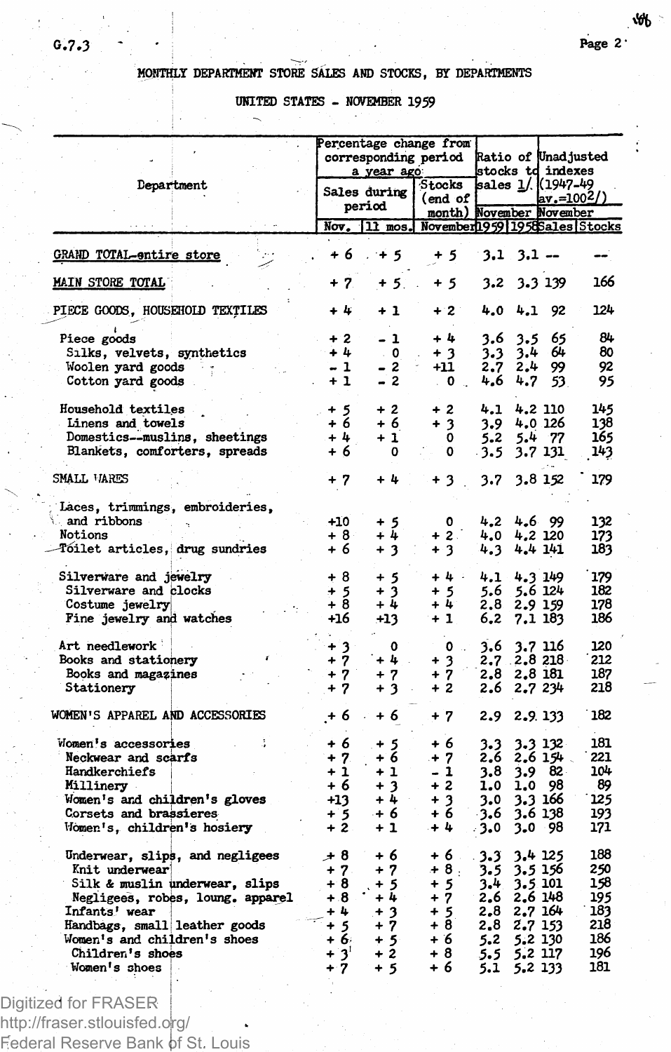G.7.3

# MONTHLY DEPARTMENT STORE SALES AND STOCKS, BY DEPARTMENTS

## UNITED STATES - NOVEMBER 1959

| Department | Percentage change from corresponding period a year ago | | | Ratio of stocks to sales 1/ | | Unadjusted indexes (1947-49 av.=100 2/) | |
|---|---|---|---|---|---|---|---|
| | Sales during period | | Stocks (end of month) | November | | November | |
| | Nov. | 11 mos. | November | 1959 | 1958 | Sales | Stocks |
| GRAND TOTAL-entire store | +6 | +5 | +5 | 3.1 | 3.1 | -- | -- |
| MAIN STORE TOTAL | +7 | +5 | +5 | 3.2 | 3.3 | 139 | 166 |
| PIECE GOODS, HOUSEHOLD TEXTILES | +4 | +1 | +2 | 4.0 | 4.1 | 92 | 124 |
| Piece goods | +2 | -1 | +4 | 3.6 | 3.5 | 65 | 84 |
| Silks, velvets, synthetics | +4 | 0 | +3 | 3.3 | 3.4 | 64 | 80 |
| Woolen yard goods | -1 | -2 | +11 | 2.7 | 2.4 | 99 | 92 |
| Cotton yard goods | +1 | -2 | 0 | 4.6 | 4.7 | 53 | 95 |
| Household textiles | +5 | +2 | +2 | 4.1 | 4.2 | 110 | 145 |
| Linens and towels | +6 | +6 | +3 | 3.9 | 4.0 | 126 | 138 |
| Domestics--muslins, sheetings | +4 | +1 | 0 | 5.2 | 5.4 | 77 | 165 |
| Blankets, comforters, spreads | +6 | 0 | 0 | 3.5 | 3.7 | 131 | 143 |
| SMALL WARES | +7 | +4 | +3 | 3.7 | 3.8 | 152 | 179 |
| Laces, trimmings, embroideries, and ribbons | +10 | +5 | 0 | 4.2 | 4.6 | 99 | 132 |
| Notions | +8 | +4 | +2 | 4.0 | 4.2 | 120 | 173 |
| Toilet articles, drug sundries | +6 | +3 | +3 | 4.3 | 4.4 | 141 | 183 |
| Silverware and jewelry | +8 | +5 | +4 | 4.1 | 4.3 | 149 | 179 |
| Silverware and clocks | +5 | +3 | +5 | 5.6 | 5.6 | 124 | 182 |
| Costume jewelry | +8 | +4 | +4 | 2.8 | 2.9 | 159 | 178 |
| Fine jewelry and watches | +16 | +13 | +1 | 6.2 | 7.1 | 183 | 186 |
| Art needlework | +3 | 0 | 0 | 3.6 | 3.7 | 116 | 120 |
| Books and stationery | +7 | +4 | +3 | 2.7 | 2.8 | 218 | 212 |
| Books and magazines | +7 | +7 | +7 | 2.8 | 2.8 | 181 | 187 |
| Stationery | +7 | +3 | +2 | 2.6 | 2.7 | 234 | 218 |
| WOMEN'S APPAREL AND ACCESSORIES | +6 | +6 | +7 | 2.9 | 2.9 | 133 | 182 |
| Women's accessories | +6 | +5 | +6 | 3.3 | 3.3 | 132 | 181 |
| Neckwear and scarfs | +7 | +6 | +7 | 2.6 | 2.6 | 154 | 221 |
| Handkerchiefs | +1 | +1 | -1 | 3.8 | 3.9 | 82 | 104 |
| Millinery | +6 | +3 | +2 | 1.0 | 1.0 | 98 | 89 |
| Women's and children's gloves | +13 | +4 | +3 | 3.0 | 3.3 | 166 | 125 |
| Corsets and brassieres | +5 | +6 | +6 | 3.6 | 3.6 | 138 | 193 |
| Women's, children's hosiery | +2 | +1 | +4 | 3.0 | 3.0 | 98 | 171 |
| Underwear, slips, and negligees | +8 | +6 | +6 | 3.3 | 3.4 | 125 | 188 |
| Knit underwear | +7 | +7 | +8 | 3.5 | 3.5 | 156 | 250 |
| Silk & muslin underwear, slips | +8 | +5 | +5 | 3.4 | 3.5 | 101 | 158 |
| Negligees, robes, loung. apparel | +8 | +4 | +7 | 2.6 | 2.6 | 148 | 195 |
| Infants' wear | +4 | +3 | +5 | 2.8 | 2.7 | 164 | 183 |
| Handbags, small leather goods | +5 | +7 | +8 | 2.8 | 2.7 | 153 | 218 |
| Women's and children's shoes | +6 | +5 | +6 | 5.2 | 5.2 | 130 | 186 |
| Children's shoes | +3 | +2 | +8 | 5.5 | 5.2 | 117 | 196 |
| Women's shoes | +7 | +5 | +6 | 5.1 | 5.2 | 133 | 181 |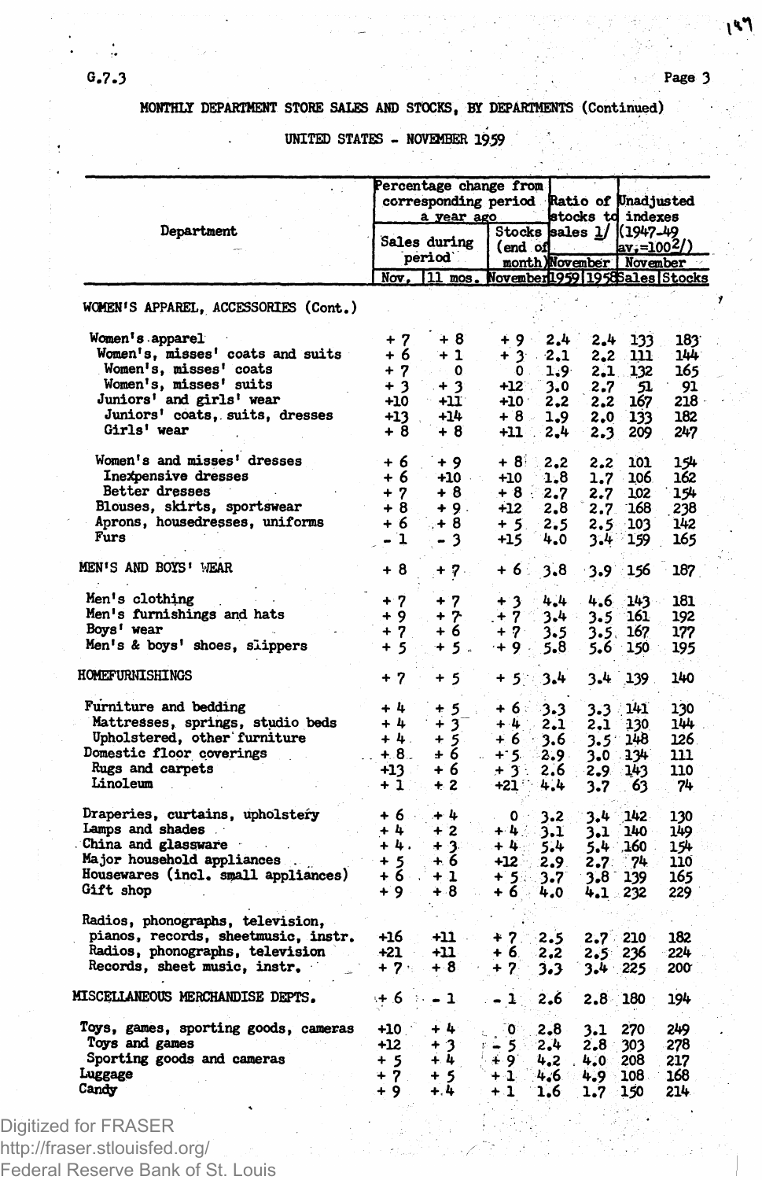G.7.3

## MONTHLY DEPARTMENT STORE SALES AND STOCKS, BY DEPARTMENTS (Continued)

### UNITED STATES - NOVEMBER 1959

| Department | Percentage change from corresponding period a year ago | | | Ratio of stocks to sales 1/ | | Unadjusted indexes (1947-49 av.=100 2/) | |
|---|---|---|---|---|---|---|---|
| | Sales during period | | Stocks (end of month) | November | | November | |
| | Nov. | 11 mos. | November | 1959 | 1958 | Sales | Stocks |
| WOMEN'S APPAREL, ACCESSORIES (Cont.) | | | | | | | |
| Women's apparel | + 7 | + 8 | + 9 | 2.4 | 2.4 | 133 | 183 |
| Women's, misses' coats and suits | + 6 | + 1 | + 3 | 2.1 | 2.2 | 111 | 144 |
| Women's, misses' coats | + 7 | 0 | 0 | 1.9 | 2.1 | 132 | 165 |
| Women's, misses' suits | + 3 | + 3 | +12 | 3.0 | 2.7 | 51 | 91 |
| Juniors' and girls' wear | +10 | +11 | +10 | 2.2 | 2.2 | 167 | 218 |
| Juniors' coats, suits, dresses | +13 | +14 | + 8 | 1.9 | 2.0 | 133 | 182 |
| Girls' wear | + 8 | + 8 | +11 | 2.4 | 2.3 | 209 | 247 |
| Women's and misses' dresses | + 6 | + 9 | + 8 | 2.2 | 2.2 | 101 | 154 |
| Inexpensive dresses | + 6 | +10 | +10 | 1.8 | 1.7 | 106 | 162 |
| Better dresses | + 7 | + 8 | + 8 | 2.7 | 2.7 | 102 | 154 |
| Blouses, skirts, sportswear | + 8 | + 9 | +12 | 2.8 | 2.7 | 168 | 238 |
| Aprons, housedresses, uniforms | + 6 | + 8 | + 5 | 2.5 | 2.5 | 103 | 142 |
| Furs | - 1 | - 3 | +15 | 4.0 | 3.4 | 159 | 165 |
| MEN'S AND BOYS' WEAR | + 8 | + 7 | + 6 | 3.8 | 3.9 | 156 | 187 |
| Men's clothing | + 7 | + 7 | + 3 | 4.4 | 4.6 | 143 | 181 |
| Men's furnishings and hats | + 9 | + 7 | + 7 | 3.4 | 3.5 | 161 | 192 |
| Boys' wear | + 7 | + 6 | + 7 | 3.5 | 3.5 | 167 | 177 |
| Men's & boys' shoes, slippers | + 5 | + 5 | + 9 | 5.8 | 5.6 | 150 | 195 |
| HOMEFURNISHINGS | + 7 | + 5 | + 5 | 3.4 | 3.4 | 139 | 140 |
| Furniture and bedding | + 4 | + 5 | + 6 | 3.3 | 3.3 | 141 | 130 |
| Mattresses, springs, studio beds | + 4 | + 3 | + 4 | 2.1 | 2.1 | 130 | 144 |
| Upholstered, other furniture | + 4 | + 5 | + 6 | 3.6 | 3.5 | 148 | 126 |
| Domestic floor coverings | + 8 | + 6 | + 5 | 2.9 | 3.0 | 134 | 111 |
| Rugs and carpets | +13 | + 6 | + 3 | 2.6 | 2.9 | 143 | 110 |
| Linoleum | + 1 | + 2 | +21 | 4.4 | 3.7 | 63 | 74 |
| Draperies, curtains, upholstery | + 6 | + 4 | 0 | 3.2 | 3.4 | 142 | 130 |
| Lamps and shades | + 4 | + 2 | + 4 | 3.1 | 3.1 | 140 | 149 |
| China and glassware | + 4 | + 3 | + 4 | 5.4 | 5.4 | 160 | 154 |
| Major household appliances | + 5 | + 6 | +12 | 2.9 | 2.7 | 74 | 110 |
| Housewares (incl. small appliances) | + 6 | + 1 | + 5 | 3.7 | 3.8 | 139 | 165 |
| Gift shop | + 9 | + 8 | + 6 | 4.0 | 4.1 | 232 | 229 |
| Radios, phonographs, television, pianos, records, sheetmusic, instr. | +16 | +11 | + 7 | 2.5 | 2.7 | 210 | 182 |
| Radios, phonographs, television | +21 | +11 | + 6 | 2.2 | 2.5 | 236 | 224 |
| Records, sheet music, instr. | + 7 | + 8 | + 7 | 3.3 | 3.4 | 225 | 200 |
| MISCELLANEOUS MERCHANDISE DEPTS. | + 6 | - 1 | - 1 | 2.6 | 2.8 | 180 | 194 |
| Toys, games, sporting goods, cameras | +10 | + 4 | 0 | 2.8 | 3.1 | 270 | 249 |
| Toys and games | +12 | + 3 | - 5 | 2.4 | 2.8 | 303 | 278 |
| Sporting goods and cameras | + 5 | + 4 | + 9 | 4.2 | 4.0 | 208 | 217 |
| Luggage | + 7 | + 5 | + 1 | 4.6 | 4.9 | 108 | 168 |
| Candy | + 9 | + 4 | + 1 | 1.6 | 1.7 | 150 | 214 |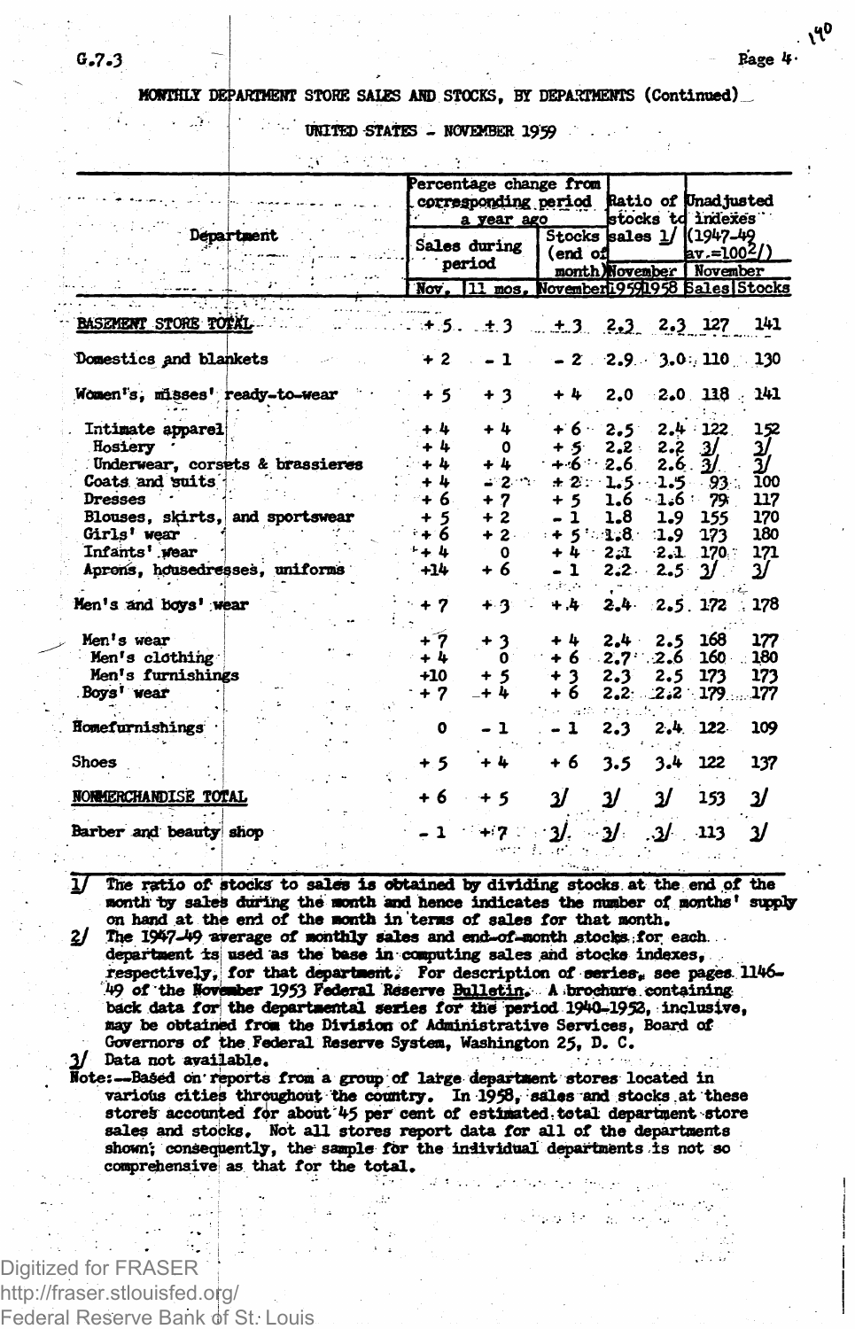## MONTHLY DEPARTMENT STORE SALES AND STOCKS, BY DEPARTMENTS (Continued)

### UNITED STATES - NOVEMBER 1959

| Department | Percentage change from corresponding period a year ago | | | Ratio of stocks to sales 1/ | | Unadjusted indexes (1947-49 av.=100 2/) | |
|---|---|---|---|---|---|---|---|
| | Sales during period | | Stocks (end of month) | November | | November | |
| | Nov. | 11 mos. | November | 1959 | 1958 | Sales | Stocks |
| BASEMENT STORE TOTAL | + 5 | + 3 | + 3 | 2.3 | 2.3 | 127 | 141 |
| Domestics and blankets | + 2 | - 1 | - 2 | 2.9 | 3.0 | 110 | 130 |
| Women's, misses' ready-to-wear | + 5 | + 3 | + 4 | 2.0 | 2.0 | 118 | 141 |
| Intimate apparel | + 4 | + 4 | + 6 | 2.5 | 2.4 | 122 | 152 |
| Hosiery | + 4 | 0 | + 5 | 2.2 | 2.2 | 3/ | 3/ |
| Underwear, corsets & brassieres | + 4 | + 4 | + 6 | 2.6 | 2.6 | 3/ | 3/ |
| Coats and suits | + 4 | - 2 | + 2 | 1.5 | 1.5 | 93 | 100 |
| Dresses | + 6 | + 7 | + 5 | 1.6 | 1.6 | 79 | 117 |
| Blouses, skirts, and sportswear | + 5 | + 2 | - 1 | 1.8 | 1.9 | 155 | 170 |
| Girls' wear | + 6 | + 2 | + 5 | 1.8 | 1.9 | 173 | 180 |
| Infants' wear | + 4 | 0 | + 4 | 2.1 | 2.1 | 170 | 171 |
| Aprons, housedresses, uniforms | +14 | + 6 | - 1 | 2.2 | 2.5 | 3/ | 3/ |
| Men's and boys' wear | + 7 | + 3 | + 4 | 2.4 | 2.5 | 172 | 178 |
| Men's wear | + 7 | + 3 | + 4 | 2.4 | 2.5 | 168 | 177 |
| Men's clothing | + 4 | 0 | + 6 | 2.7 | 2.6 | 160 | 180 |
| Men's furnishings | +10 | + 5 | + 3 | 2.3 | 2.5 | 173 | 173 |
| Boys' wear | + 7 | + 4 | + 6 | 2.2 | 2.2 | 179 | 177 |
| Homefurnishings | 0 | - 1 | - 1 | 2.3 | 2.4 | 122 | 109 |
| Shoes | + 5 | + 4 | + 6 | 3.5 | 3.4 | 122 | 137 |
| NONMERCHANDISE TOTAL | + 6 | + 5 | 3/ | 3/ | 3/ | 153 | 3/ |
| Barber and beauty shop | - 1 | + 7 | 3/ | 3/ | 3/ | 113 | 3/ |

1/ The ratio of stocks to sales is obtained by dividing stocks at the end of the month by sales during the month and hence indicates the number of months' supply on hand at the end of the month in terms of sales for that month.

2/ The 1947-49 average of monthly sales and end-of-month stocks for each department is used as the base in computing sales and stocks indexes, respectively, for that department. For description of series, see pages 1146-49 of the November 1953 Federal Reserve Bulletin. A brochure containing back data for the departmental series for the period 1940-1952, inclusive, may be obtained from the Division of Administrative Services, Board of Governors of the Federal Reserve System, Washington 25, D. C.

3/ Data not available.

Note:—Based on reports from a group of large department stores located in various cities throughout the country. In 1958, sales and stocks at these stores accounted for about 45 per cent of estimated total department store sales and stocks. Not all stores report data for all of the departments shown; consequently, the sample for the individual departments is not so comprehensive as that for the total.